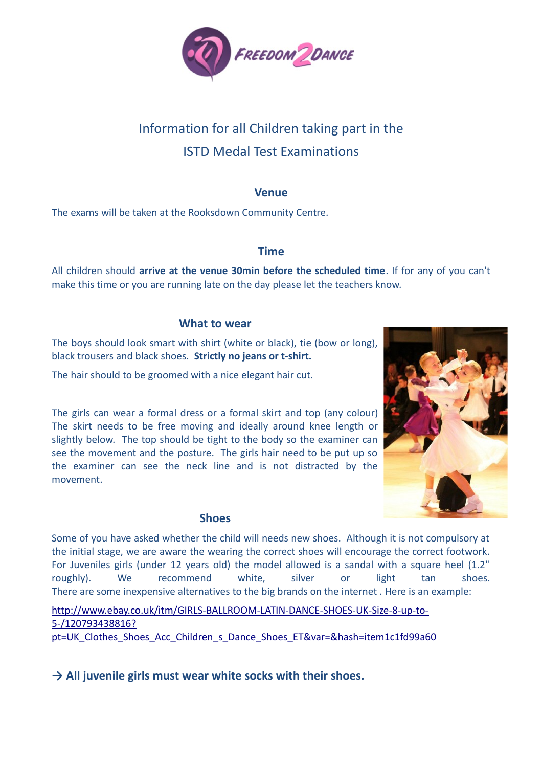# Information for all Children taking part in the ISTD Medal Test Examinations

## Venue

The exams will be taken at the Rooksdown Community Centre.

## Time

All children should **arrive at the venue 30min before the scheduled time**. If for any of you can't make this time or you are running late on the day please let the teachers know.

## What to wear

The boys should look smart with shirt (white or black), tie (bow or long), black trousers and black shoes. **Strictly no jeans or t-shirt.**

The hair should to be groomed with a nice elegant hair cut.

The girls can wear a formal dress or a formal skirt and top (any colour) The skirt needs to be free moving and ideally around knee length or slightly below. The top should be tight to the body so the examiner can see the movement and the posture. The girls hair need to be put up so the examiner can see the neck line and is not distracted by the movement.

## Shoes

Some of you have asked whether the child will needs new shoes. Although it is not compulsory at the initial stage, we are aware the wearing the correct shoes will encourage the correct footwork. For Juveniles girls (under 12 years old) the model allowed is a sandal with a square heel (1.2'' roughly). We recommend white, silver or light tan shoes. There are some inexpensive alternatives to the big brands on the internet . Here is an example:

http://www.ebay.co.uk/itm/GIRLS-BALLROOM-LATIN-DANCE-SHOES-UK-Size-8-up-to-5-/120793438816?pt=UK_Clothes_Shoes_Acc_Children_s_Dance_Shoes_ET&var=&hash=item1c1fd99a60

**→ All juvenile girls must wear white socks with their shoes.**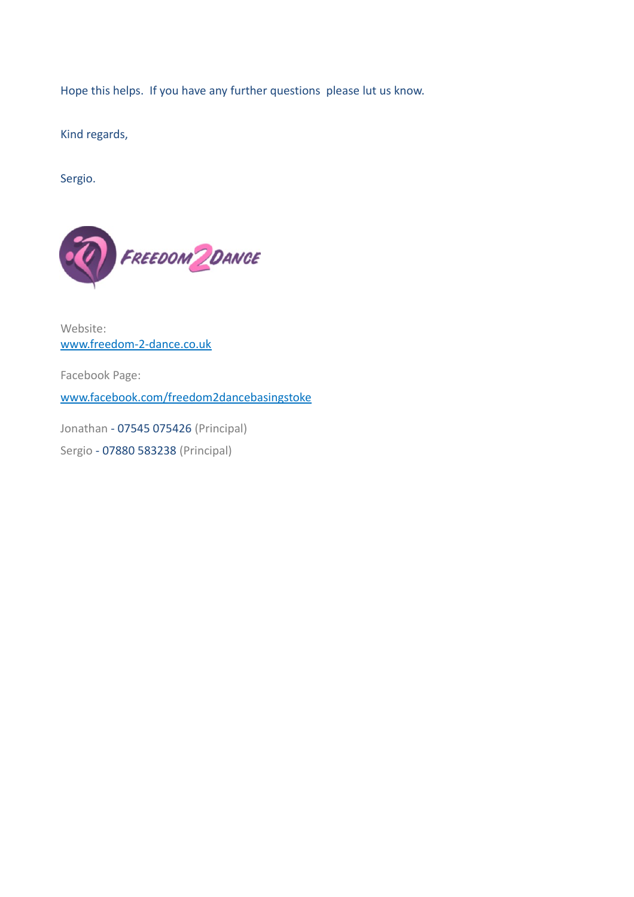Hope this helps.  If you have any further questions  please lut us know.

Kind regards,

Sergio.

FREEDOM2DANCE

Website:
www.freedom-2-dance.co.uk

Facebook Page:

www.facebook.com/freedom2dancebasingstoke

Jonathan - 07545 075426 (Principal)

Sergio - 07880 583238 (Principal)